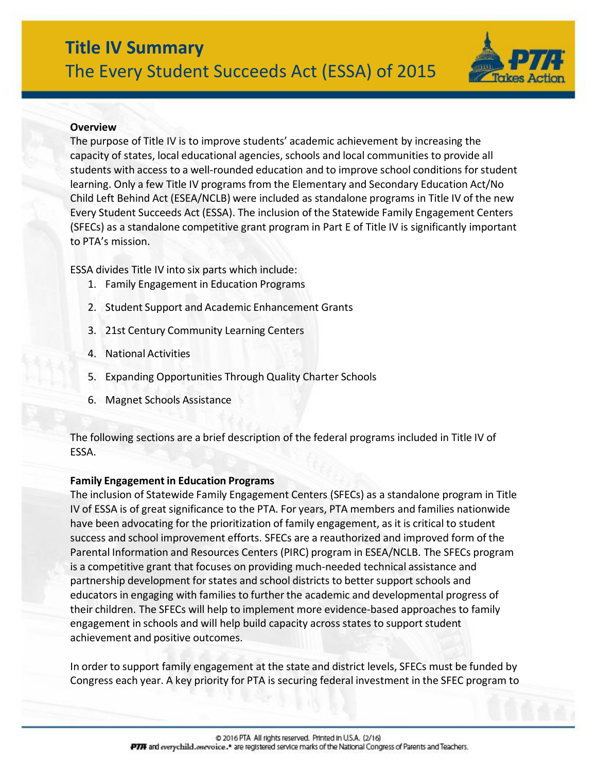# Title IV Summary

## The Every Student Succeeds Act (ESSA) of 2015

**Overview**

The purpose of Title IV is to improve students' academic achievement by increasing the capacity of states, local educational agencies, schools and local communities to provide all students with access to a well-rounded education and to improve school conditions for student learning. Only a few Title IV programs from the Elementary and Secondary Education Act/No Child Left Behind Act (ESEA/NCLB) were included as standalone programs in Title IV of the new Every Student Succeeds Act (ESSA). The inclusion of the Statewide Family Engagement Centers (SFECs) as a standalone competitive grant program in Part E of Title IV is significantly important to PTA's mission.

ESSA divides Title IV into six parts which include:

1. Family Engagement in Education Programs
2. Student Support and Academic Enhancement Grants
3. 21st Century Community Learning Centers
4. National Activities
5. Expanding Opportunities Through Quality Charter Schools
6. Magnet Schools Assistance

The following sections are a brief description of the federal programs included in Title IV of ESSA.

**Family Engagement in Education Programs**

The inclusion of Statewide Family Engagement Centers (SFECs) as a standalone program in Title IV of ESSA is of great significance to the PTA. For years, PTA members and families nationwide have been advocating for the prioritization of family engagement, as it is critical to student success and school improvement efforts. SFECs are a reauthorized and improved form of the Parental Information and Resources Centers (PIRC) program in ESEA/NCLB. The SFECs program is a competitive grant that focuses on providing much-needed technical assistance and partnership development for states and school districts to better support schools and educators in engaging with families to further the academic and developmental progress of their children. The SFECs will help to implement more evidence-based approaches to family engagement in schools and will help build capacity across states to support student achievement and positive outcomes.

In order to support family engagement at the state and district levels, SFECs must be funded by Congress each year. A key priority for PTA is securing federal investment in the SFEC program to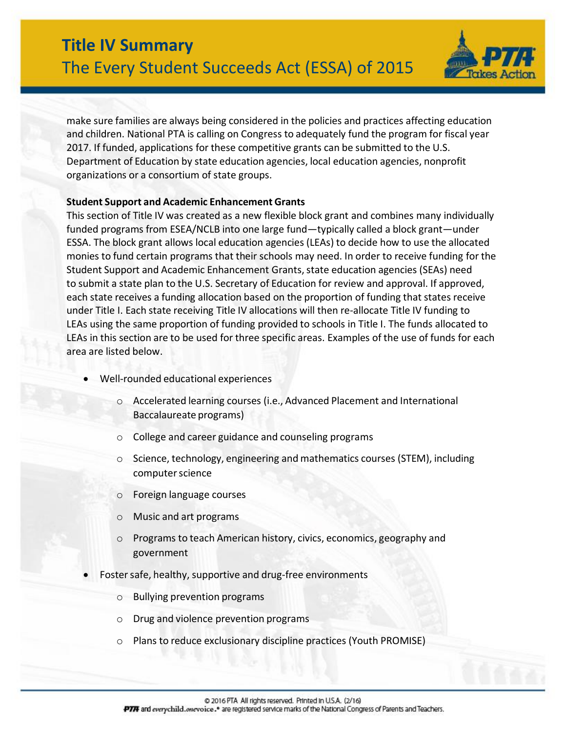make sure families are always being considered in the policies and practices affecting education and children. National PTA is calling on Congress to adequately fund the program for fiscal year 2017. If funded, applications for these competitive grants can be submitted to the U.S. Department of Education by state education agencies, local education agencies, nonprofit organizations or a consortium of state groups.

**Student Support and Academic Enhancement Grants**

This section of Title IV was created as a new flexible block grant and combines many individually funded programs from ESEA/NCLB into one large fund—typically called a block grant—under ESSA. The block grant allows local education agencies (LEAs) to decide how to use the allocated monies to fund certain programs that their schools may need. In order to receive funding for the Student Support and Academic Enhancement Grants, state education agencies (SEAs) need to submit a state plan to the U.S. Secretary of Education for review and approval. If approved, each state receives a funding allocation based on the proportion of funding that states receive under Title I. Each state receiving Title IV allocations will then re-allocate Title IV funding to LEAs using the same proportion of funding provided to schools in Title I. The funds allocated to LEAs in this section are to be used for three specific areas. Examples of the use of funds for each area are listed below.

- Well-rounded educational experiences
  - Accelerated learning courses (i.e., Advanced Placement and International Baccalaureate programs)
  - College and career guidance and counseling programs
  - Science, technology, engineering and mathematics courses (STEM), including computer science
  - Foreign language courses
  - Music and art programs
  - Programs to teach American history, civics, economics, geography and government
- Foster safe, healthy, supportive and drug-free environments
  - Bullying prevention programs
  - Drug and violence prevention programs
  - Plans to reduce exclusionary discipline practices (Youth PROMISE)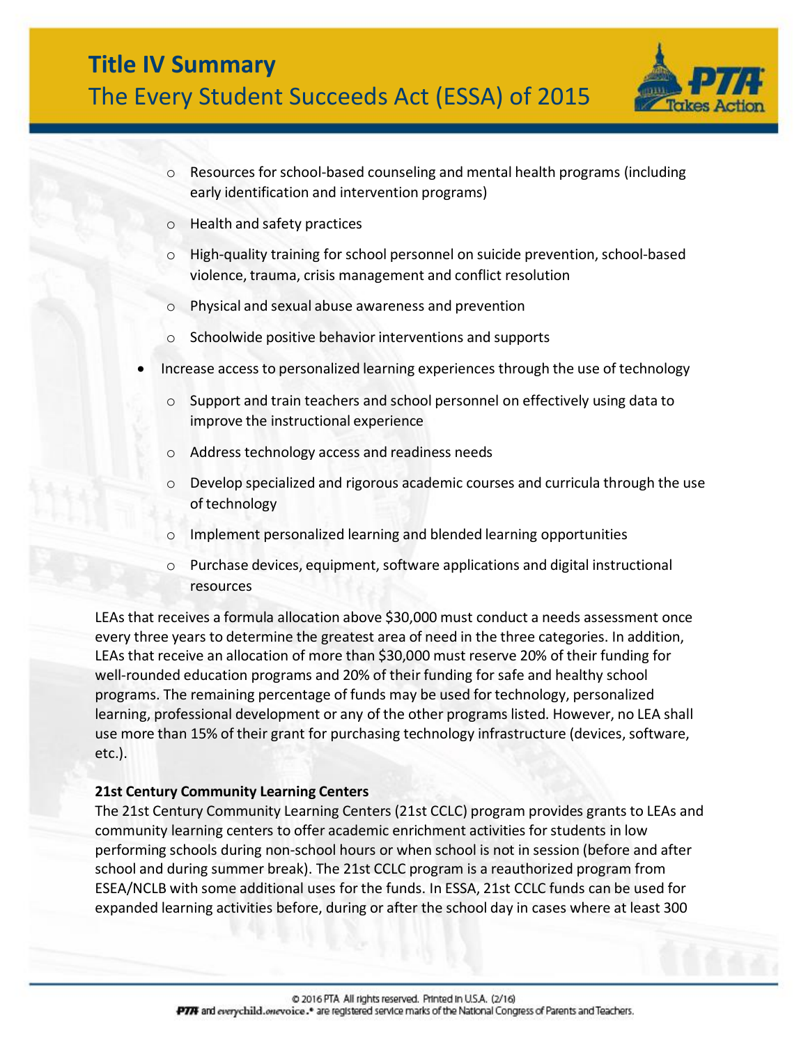- Resources for school-based counseling and mental health programs (including early identification and intervention programs)
- Health and safety practices
- High-quality training for school personnel on suicide prevention, school-based violence, trauma, crisis management and conflict resolution
- Physical and sexual abuse awareness and prevention
- Schoolwide positive behavior interventions and supports

- Increase access to personalized learning experiences through the use of technology
  - Support and train teachers and school personnel on effectively using data to improve the instructional experience
  - Address technology access and readiness needs
  - Develop specialized and rigorous academic courses and curricula through the use of technology
  - Implement personalized learning and blended learning opportunities
  - Purchase devices, equipment, software applications and digital instructional resources

LEAs that receives a formula allocation above $30,000 must conduct a needs assessment once every three years to determine the greatest area of need in the three categories. In addition, LEAs that receive an allocation of more than $30,000 must reserve 20% of their funding for well-rounded education programs and 20% of their funding for safe and healthy school programs. The remaining percentage of funds may be used for technology, personalized learning, professional development or any of the other programs listed. However, no LEA shall use more than 15% of their grant for purchasing technology infrastructure (devices, software, etc.).

**21st Century Community Learning Centers**

The 21st Century Community Learning Centers (21st CCLC) program provides grants to LEAs and community learning centers to offer academic enrichment activities for students in low performing schools during non-school hours or when school is not in session (before and after school and during summer break). The 21st CCLC program is a reauthorized program from ESEA/NCLB with some additional uses for the funds. In ESSA, 21st CCLC funds can be used for expanded learning activities before, during or after the school day in cases where at least 300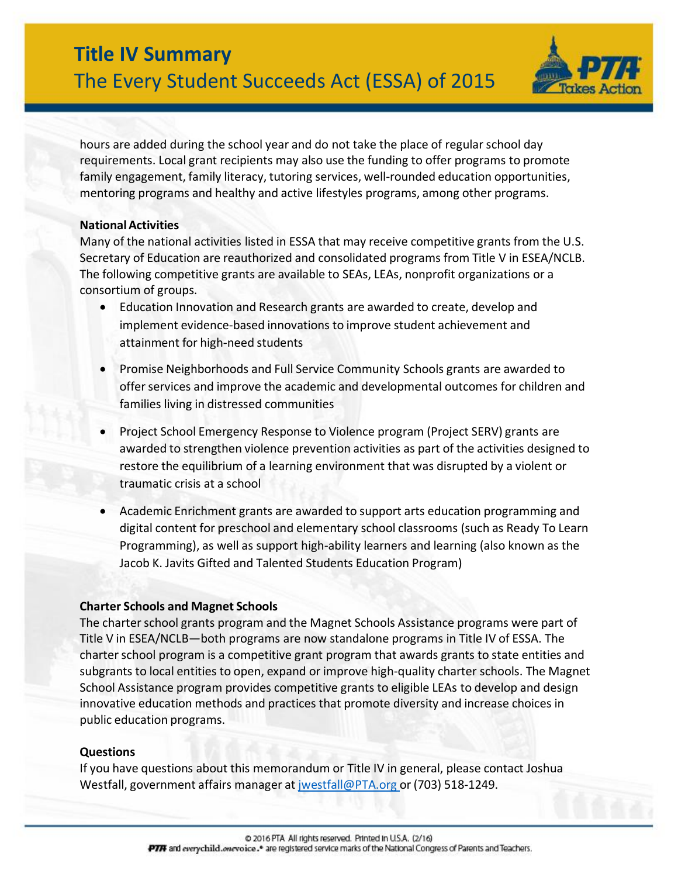hours are added during the school year and do not take the place of regular school day requirements. Local grant recipients may also use the funding to offer programs to promote family engagement, family literacy, tutoring services, well-rounded education opportunities, mentoring programs and healthy and active lifestyles programs, among other programs.

**National Activities**

Many of the national activities listed in ESSA that may receive competitive grants from the U.S. Secretary of Education are reauthorized and consolidated programs from Title V in ESEA/NCLB. The following competitive grants are available to SEAs, LEAs, nonprofit organizations or a consortium of groups.

- Education Innovation and Research grants are awarded to create, develop and implement evidence-based innovations to improve student achievement and attainment for high-need students
- Promise Neighborhoods and Full Service Community Schools grants are awarded to offer services and improve the academic and developmental outcomes for children and families living in distressed communities
- Project School Emergency Response to Violence program (Project SERV) grants are awarded to strengthen violence prevention activities as part of the activities designed to restore the equilibrium of a learning environment that was disrupted by a violent or traumatic crisis at a school
- Academic Enrichment grants are awarded to support arts education programming and digital content for preschool and elementary school classrooms (such as Ready To Learn Programming), as well as support high-ability learners and learning (also known as the Jacob K. Javits Gifted and Talented Students Education Program)

**Charter Schools and Magnet Schools**

The charter school grants program and the Magnet Schools Assistance programs were part of Title V in ESEA/NCLB—both programs are now standalone programs in Title IV of ESSA. The charter school program is a competitive grant program that awards grants to state entities and subgrants to local entities to open, expand or improve high-quality charter schools. The Magnet School Assistance program provides competitive grants to eligible LEAs to develop and design innovative education methods and practices that promote diversity and increase choices in public education programs.

**Questions**

If you have questions about this memorandum or Title IV in general, please contact Joshua Westfall, government affairs manager at jwestfall@PTA.org or (703) 518-1249.

© 2016 PTA All rights reserved. Printed in U.S.A. (2/16)
PTA and everychild.onevoice.® are registered service marks of the National Congress of Parents and Teachers.